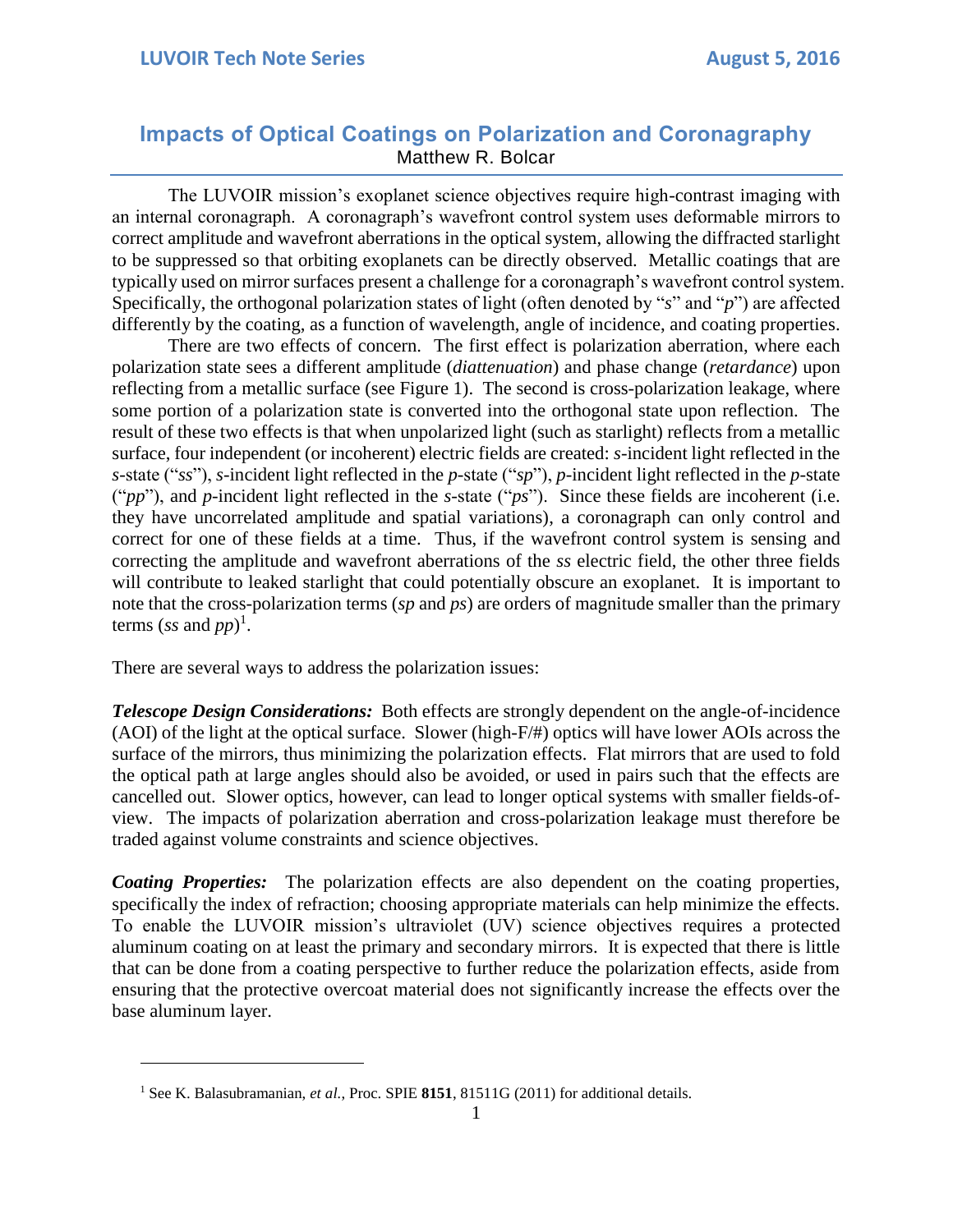# Impacts of Optical Coatings on Polarization and Coronagraphy

Matthew R. Bolcar

The LUVOIR mission's exoplanet science objectives require high-contrast imaging with an internal coronagraph. A coronagraph's wavefront control system uses deformable mirrors to correct amplitude and wavefront aberrations in the optical system, allowing the diffracted starlight to be suppressed so that orbiting exoplanets can be directly observed. Metallic coatings that are typically used on mirror surfaces present a challenge for a coronagraph's wavefront control system. Specifically, the orthogonal polarization states of light (often denoted by "*s*" and "*p*") are affected differently by the coating, as a function of wavelength, angle of incidence, and coating properties.

There are two effects of concern. The first effect is polarization aberration, where each polarization state sees a different amplitude (*diattenuation*) and phase change (*retardance*) upon reflecting from a metallic surface (see Figure 1). The second is cross-polarization leakage, where some portion of a polarization state is converted into the orthogonal state upon reflection. The result of these two effects is that when unpolarized light (such as starlight) reflects from a metallic surface, four independent (or incoherent) electric fields are created: *s*-incident light reflected in the *s*-state ("*ss*"), *s*-incident light reflected in the *p*-state ("*sp*"), *p*-incident light reflected in the *p*-state ("*pp*"), and *p*-incident light reflected in the *s*-state ("*ps*"). Since these fields are incoherent (i.e. they have uncorrelated amplitude and spatial variations), a coronagraph can only control and correct for one of these fields at a time. Thus, if the wavefront control system is sensing and correcting the amplitude and wavefront aberrations of the *ss* electric field, the other three fields will contribute to leaked starlight that could potentially obscure an exoplanet. It is important to note that the cross-polarization terms (*sp* and *ps*) are orders of magnitude smaller than the primary terms (*ss* and *pp*)[1].

There are several ways to address the polarization issues:

***Telescope Design Considerations:*** Both effects are strongly dependent on the angle-of-incidence (AOI) of the light at the optical surface. Slower (high-F/#) optics will have lower AOIs across the surface of the mirrors, thus minimizing the polarization effects. Flat mirrors that are used to fold the optical path at large angles should also be avoided, or used in pairs such that the effects are cancelled out. Slower optics, however, can lead to longer optical systems with smaller fields-of-view. The impacts of polarization aberration and cross-polarization leakage must therefore be traded against volume constraints and science objectives.

***Coating Properties:*** The polarization effects are also dependent on the coating properties, specifically the index of refraction; choosing appropriate materials can help minimize the effects. To enable the LUVOIR mission's ultraviolet (UV) science objectives requires a protected aluminum coating on at least the primary and secondary mirrors. It is expected that there is little that can be done from a coating perspective to further reduce the polarization effects, aside from ensuring that the protective overcoat material does not significantly increase the effects over the base aluminum layer.

[1] See K. Balasubramanian, *et al.*, Proc. SPIE **8151**, 81511G (2011) for additional details.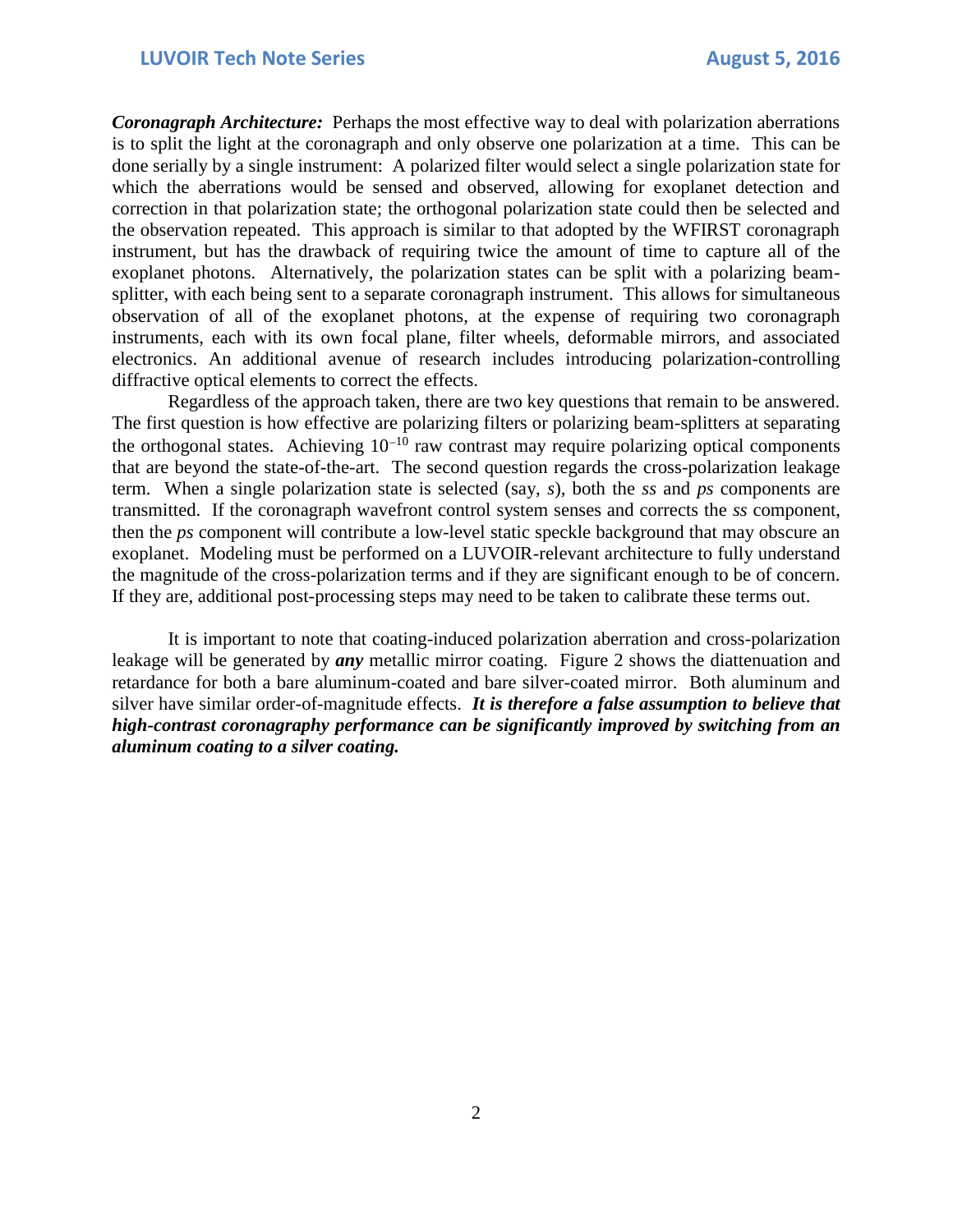***Coronagraph Architecture:*** Perhaps the most effective way to deal with polarization aberrations is to split the light at the coronagraph and only observe one polarization at a time. This can be done serially by a single instrument: A polarized filter would select a single polarization state for which the aberrations would be sensed and observed, allowing for exoplanet detection and correction in that polarization state; the orthogonal polarization state could then be selected and the observation repeated. This approach is similar to that adopted by the WFIRST coronagraph instrument, but has the drawback of requiring twice the amount of time to capture all of the exoplanet photons. Alternatively, the polarization states can be split with a polarizing beam-splitter, with each being sent to a separate coronagraph instrument. This allows for simultaneous observation of all of the exoplanet photons, at the expense of requiring two coronagraph instruments, each with its own focal plane, filter wheels, deformable mirrors, and associated electronics. An additional avenue of research includes introducing polarization-controlling diffractive optical elements to correct the effects.

Regardless of the approach taken, there are two key questions that remain to be answered. The first question is how effective are polarizing filters or polarizing beam-splitters at separating the orthogonal states. Achieving $10^{-10}$ raw contrast may require polarizing optical components that are beyond the state-of-the-art. The second question regards the cross-polarization leakage term. When a single polarization state is selected (say, *s*), both the *ss* and *ps* components are transmitted. If the coronagraph wavefront control system senses and corrects the *ss* component, then the *ps* component will contribute a low-level static speckle background that may obscure an exoplanet. Modeling must be performed on a LUVOIR-relevant architecture to fully understand the magnitude of the cross-polarization terms and if they are significant enough to be of concern. If they are, additional post-processing steps may need to be taken to calibrate these terms out.

It is important to note that coating-induced polarization aberration and cross-polarization leakage will be generated by ***any*** metallic mirror coating. Figure 2 shows the diattenuation and retardance for both a bare aluminum-coated and bare silver-coated mirror. Both aluminum and silver have similar order-of-magnitude effects. ***It is therefore a false assumption to believe that high-contrast coronagraphy performance can be significantly improved by switching from an aluminum coating to a silver coating.***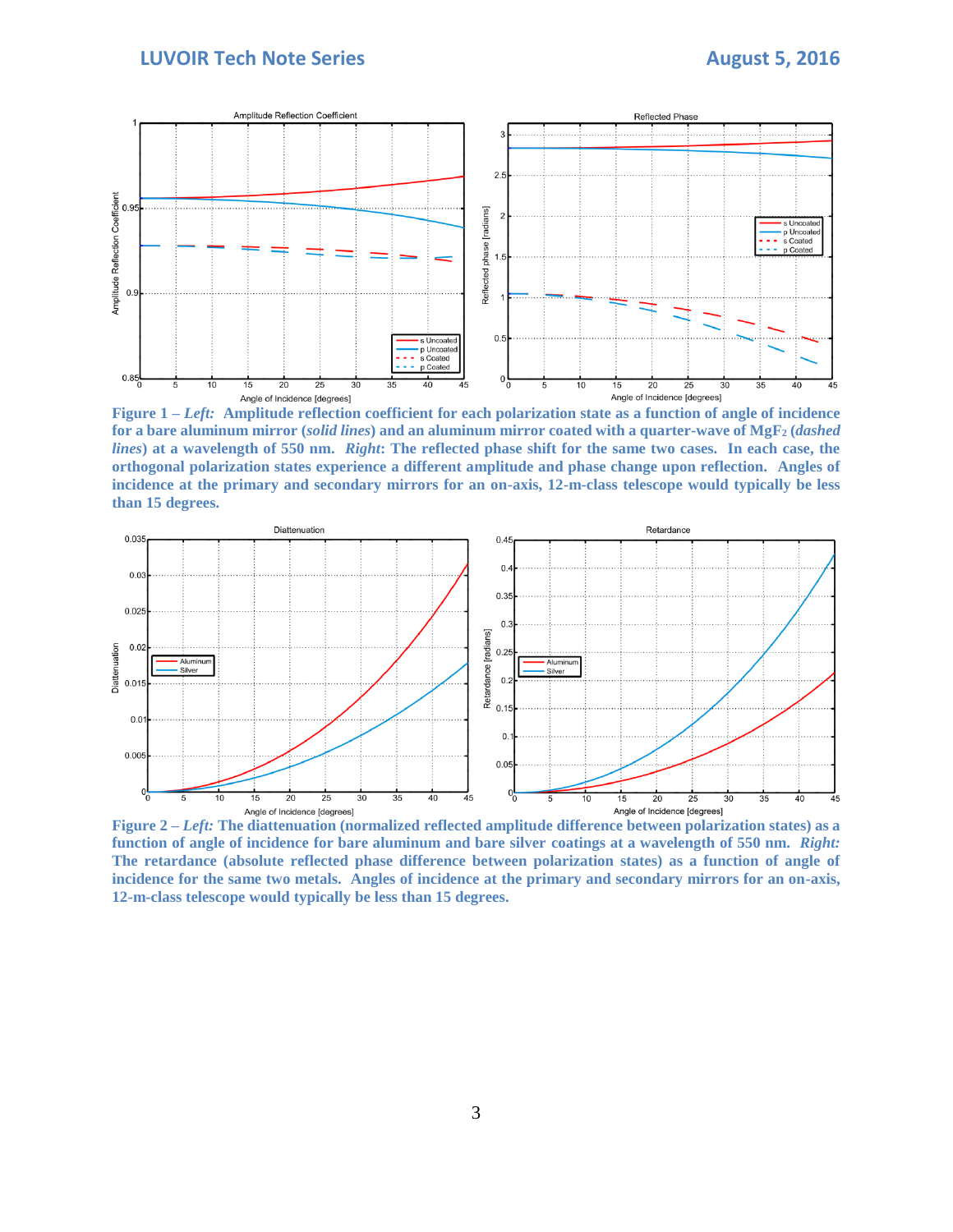Amplitude Reflection Coefficient

Amplitude Reflection Coefficient

1
0.95
0.9
0.85

0 5 10 15 20 25 30 35 40 45

Angle of Incidence [degrees]

s Uncoated
p Uncoated
s Coated
p Coated

Reflected Phase

Reflected phase [radians]

3
2.5
2
1.5
1
0.5
0

0 5 10 15 20 25 30 35 40 45

Angle of Incidence [degrees]

s Uncoated
p Uncoated
s Coated
p Coated

**Figure 1 –** ***Left:*** **Amplitude reflection coefficient for each polarization state as a function of angle of incidence for a bare aluminum mirror (*solid lines*) and an aluminum mirror coated with a quarter-wave of $MgF_2$ (*dashed lines*) at a wavelength of 550 nm.** ***Right*****: The reflected phase shift for the same two cases. In each case, the orthogonal polarization states experience a different amplitude and phase change upon reflection. Angles of incidence at the primary and secondary mirrors for an on-axis, 12-m-class telescope would typically be less than 15 degrees.**

Diattenuation

Diattenuation

0.035
0.03
0.025
0.02
0.015
0.01
0.005
0

0 5 10 15 20 25 30 35 40 45

Angle of Incidence [degrees]

Aluminum
Silver

Retardance

Retardance [radians]

0.45
0.4
0.35
0.3
0.25
0.2
0.15
0.1
0.05
0

0 5 10 15 20 25 30 35 40 45

Angle of Incidence [degrees]

Aluminum
Silver

**Figure 2 –** ***Left:*** **The diattenuation (normalized reflected amplitude difference between polarization states) as a function of angle of incidence for bare aluminum and bare silver coatings at a wavelength of 550 nm.** ***Right:*** **The retardance (absolute reflected phase difference between polarization states) as a function of angle of incidence for the same two metals. Angles of incidence at the primary and secondary mirrors for an on-axis, 12-m-class telescope would typically be less than 15 degrees.**